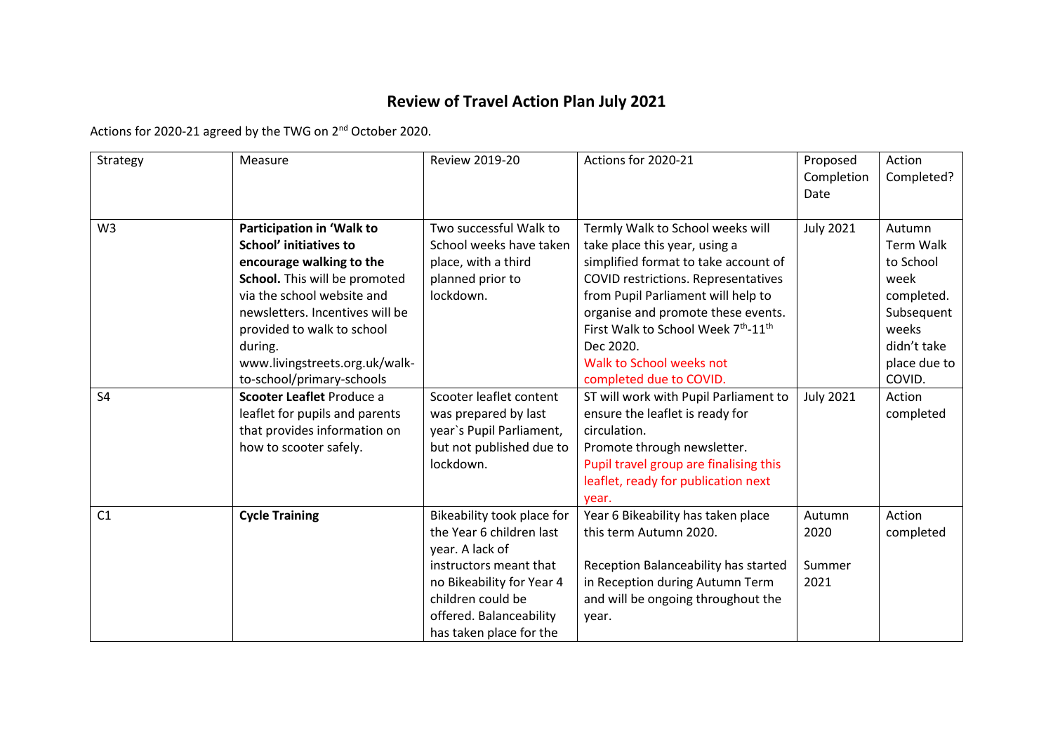# Review of Travel Action Plan July 2021

Actions for 2020-21 agreed by the TWG on 2nd October 2020.

| Strategy | Measure | Review 2019-20 | Actions for 2020-21 | Proposed Completion Date | Action Completed? |
|---|---|---|---|---|---|
| W3 | **Participation in 'Walk to School' initiatives to encourage walking to the School.** This will be promoted via the school website and newsletters. Incentives will be provided to walk to school during. www.livingstreets.org.uk/walk-to-school/primary-schools | Two successful Walk to School weeks have taken place, with a third planned prior to lockdown. | Termly Walk to School weeks will take place this year, using a simplified format to take account of COVID restrictions. Representatives from Pupil Parliament will help to organise and promote these events. First Walk to School Week 7th-11th Dec 2020. Walk to School weeks not completed due to COVID. | July 2021 | Autumn Term Walk to School week completed. Subsequent weeks didn't take place due to COVID. |
| S4 | **Scooter Leaflet** Produce a leaflet for pupils and parents that provides information on how to scooter safely. | Scooter leaflet content was prepared by last year`s Pupil Parliament, but not published due to lockdown. | ST will work with Pupil Parliament to ensure the leaflet is ready for circulation. Promote through newsletter. Pupil travel group are finalising this leaflet, ready for publication next year. | July 2021 | Action completed |
| C1 | **Cycle Training** | Bikeability took place for the Year 6 children last year. A lack of instructors meant that no Bikeability for Year 4 children could be offered. Balanceability has taken place for the | Year 6 Bikeability has taken place this term Autumn 2020.<br><br>Reception Balanceability has started in Reception during Autumn Term and will be ongoing throughout the year. | Autumn 2020<br><br>Summer 2021 | Action completed |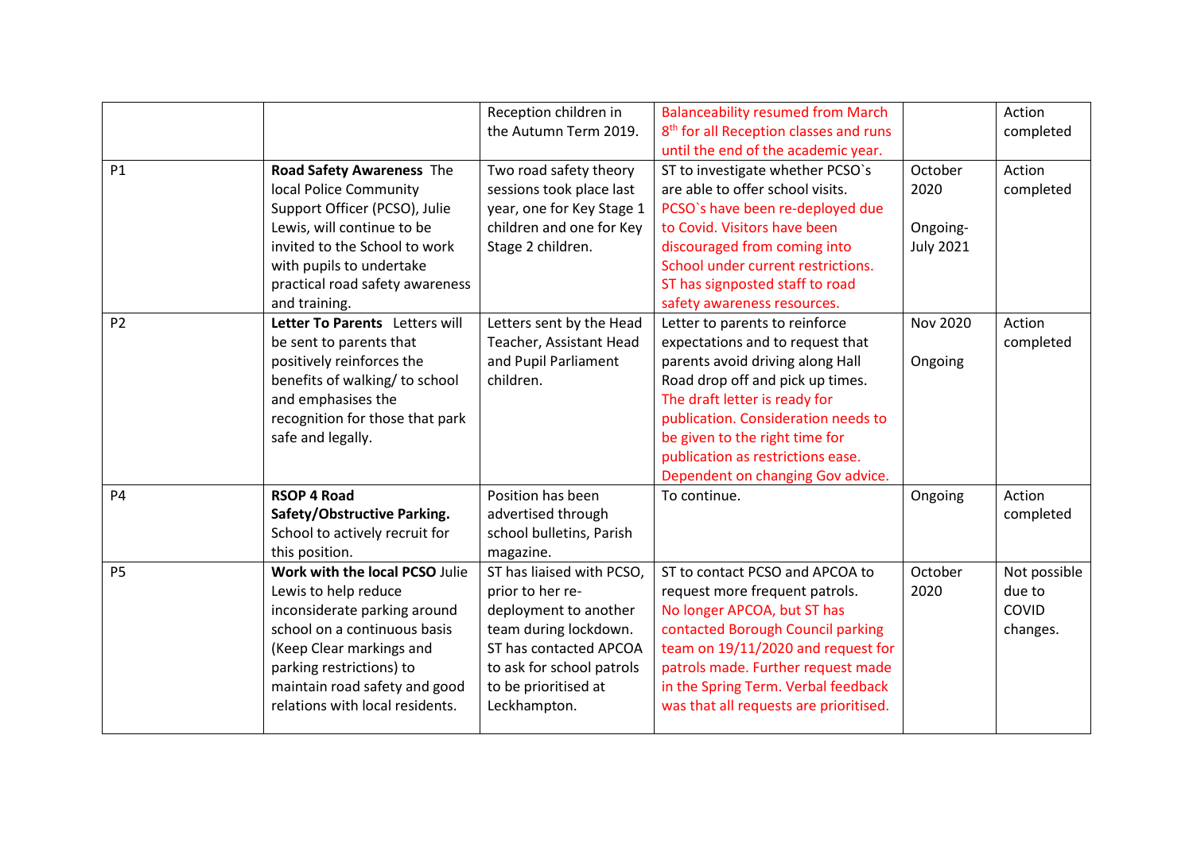| | | | | | |
|---|---|---|---|---|---|
| | | Reception children in the Autumn Term 2019. | Balanceability resumed from March 8th for all Reception classes and runs until the end of the academic year. | | Action completed |
| P1 | **Road Safety Awareness** The local Police Community Support Officer (PCSO), Julie Lewis, will continue to be invited to the School to work with pupils to undertake practical road safety awareness and training. | Two road safety theory sessions took place last year, one for Key Stage 1 children and one for Key Stage 2 children. | ST to investigate whether PCSO`s are able to offer school visits. PCSO`s have been re-deployed due to Covid. Visitors have been discouraged from coming into School under current restrictions. ST has signposted staff to road safety awareness resources. | October 2020<br><br>Ongoing- July 2021 | Action completed |
| P2 | **Letter To Parents** Letters will be sent to parents that positively reinforces the benefits of walking/ to school and emphasises the recognition for those that park safe and legally. | Letters sent by the Head Teacher, Assistant Head and Pupil Parliament children. | Letter to parents to reinforce expectations and to request that parents avoid driving along Hall Road drop off and pick up times. The draft letter is ready for publication. Consideration needs to be given to the right time for publication as restrictions ease. Dependent on changing Gov advice. | Nov 2020<br><br>Ongoing | Action completed |
| P4 | **RSOP 4 Road Safety/Obstructive Parking.** School to actively recruit for this position. | Position has been advertised through school bulletins, Parish magazine. | To continue. | Ongoing | Action completed |
| P5 | **Work with the local PCSO** Julie Lewis to help reduce inconsiderate parking around school on a continuous basis (Keep Clear markings and parking restrictions) to maintain road safety and good relations with local residents. | ST has liaised with PCSO, prior to her re-deployment to another team during lockdown. ST has contacted APCOA to ask for school patrols to be prioritised at Leckhampton. | ST to contact PCSO and APCOA to request more frequent patrols. No longer APCOA, but ST has contacted Borough Council parking team on 19/11/2020 and request for patrols made. Further request made in the Spring Term. Verbal feedback was that all requests are prioritised. | October 2020 | Not possible due to COVID changes. |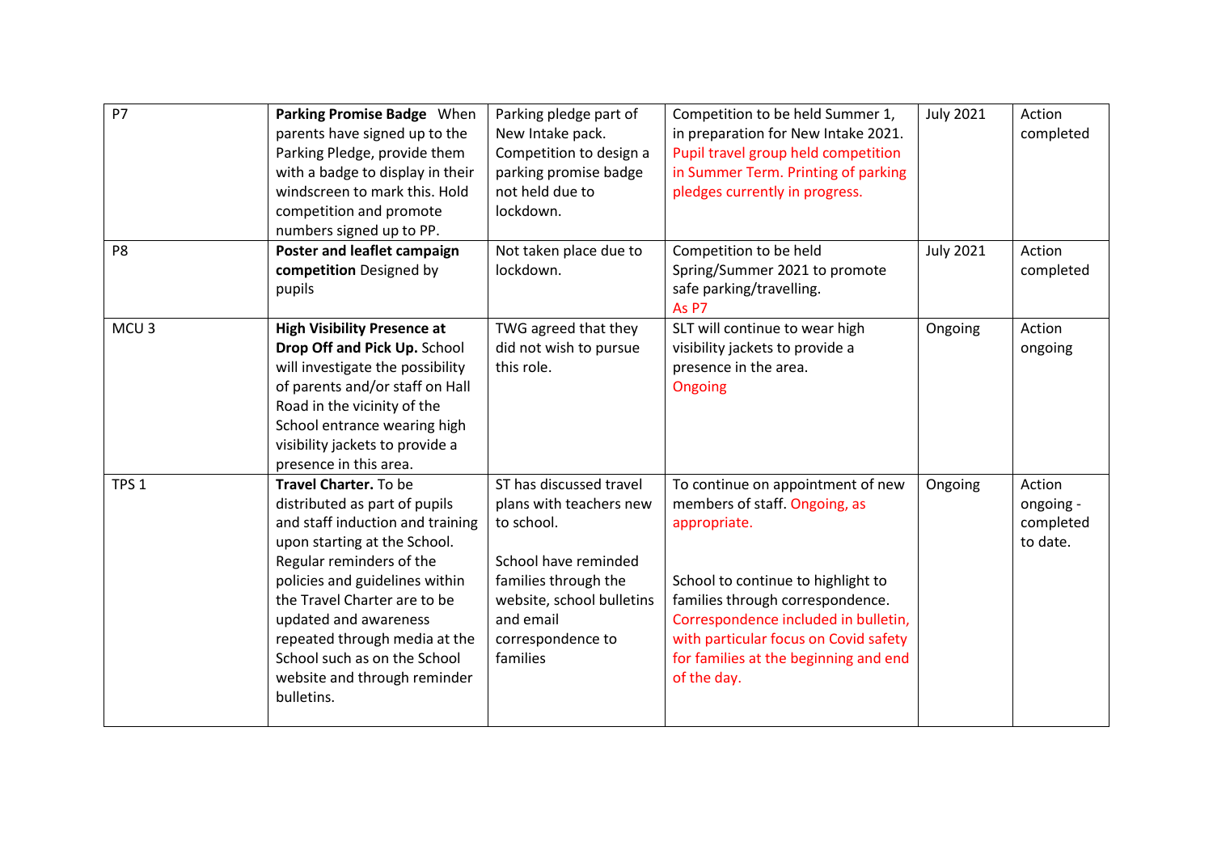| | | | | | |
|---|---|---|---|---|---|
| P7 | **Parking Promise Badge** When parents have signed up to the Parking Pledge, provide them with a badge to display in their windscreen to mark this. Hold competition and promote numbers signed up to PP. | Parking pledge part of New Intake pack. Competition to design a parking promise badge not held due to lockdown. | Competition to be held Summer 1, in preparation for New Intake 2021. Pupil travel group held competition in Summer Term. Printing of parking pledges currently in progress. | July 2021 | Action completed |
| P8 | **Poster and leaflet campaign competition** Designed by pupils | Not taken place due to lockdown. | Competition to be held Spring/Summer 2021 to promote safe parking/travelling. As P7 | July 2021 | Action completed |
| MCU 3 | **High Visibility Presence at Drop Off and Pick Up.** School will investigate the possibility of parents and/or staff on Hall Road in the vicinity of the School entrance wearing high visibility jackets to provide a presence in this area. | TWG agreed that they did not wish to pursue this role. | SLT will continue to wear high visibility jackets to provide a presence in the area. Ongoing | Ongoing | Action ongoing |
| TPS 1 | **Travel Charter.** To be distributed as part of pupils and staff induction and training upon starting at the School. Regular reminders of the policies and guidelines within the Travel Charter are to be updated and awareness repeated through media at the School such as on the School website and through reminder bulletins. | ST has discussed travel plans with teachers new to school.<br><br>School have reminded families through the website, school bulletins and email correspondence to families | To continue on appointment of new members of staff. Ongoing, as appropriate.<br><br>School to continue to highlight to families through correspondence. Correspondence included in bulletin, with particular focus on Covid safety for families at the beginning and end of the day. | Ongoing | Action ongoing - completed to date. |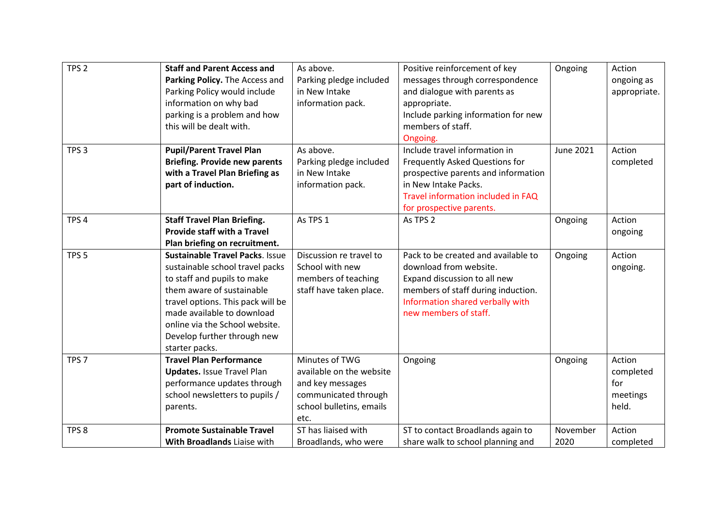| TPS 2 | **Staff and Parent Access and Parking Policy.** The Access and Parking Policy would include information on why bad parking is a problem and how this will be dealt with. | As above.<br>Parking pledge included in New Intake information pack. | Positive reinforcement of key messages through correspondence and dialogue with parents as appropriate.<br>Include parking information for new members of staff.<br>Ongoing. | Ongoing | Action ongoing as appropriate. |
|---|---|---|---|---|---|
| TPS 3 | **Pupil/Parent Travel Plan Briefing. Provide new parents with a Travel Plan Briefing as part of induction.** | As above.<br>Parking pledge included in New Intake information pack. | Include travel information in Frequently Asked Questions for prospective parents and information in New Intake Packs.<br>Travel information included in FAQ for prospective parents. | June 2021 | Action completed |
| TPS 4 | **Staff Travel Plan Briefing. Provide staff with a Travel Plan briefing on recruitment.** | As TPS 1 | As TPS 2 | Ongoing | Action ongoing |
| TPS 5 | **Sustainable Travel Packs**. Issue sustainable school travel packs to staff and pupils to make them aware of sustainable travel options. This pack will be made available to download online via the School website. Develop further through new starter packs. | Discussion re travel to School with new members of teaching staff have taken place. | Pack to be created and available to download from website.<br>Expand discussion to all new members of staff during induction.<br>Information shared verbally with new members of staff. | Ongoing | Action ongoing. |
| TPS 7 | **Travel Plan Performance Updates.** Issue Travel Plan performance updates through school newsletters to pupils / parents. | Minutes of TWG available on the website and key messages communicated through school bulletins, emails etc. | Ongoing | Ongoing | Action completed for meetings held. |
| TPS 8 | **Promote Sustainable Travel With Broadlands** Liaise with | ST has liaised with Broadlands, who were | ST to contact Broadlands again to share walk to school planning and | November 2020 | Action completed |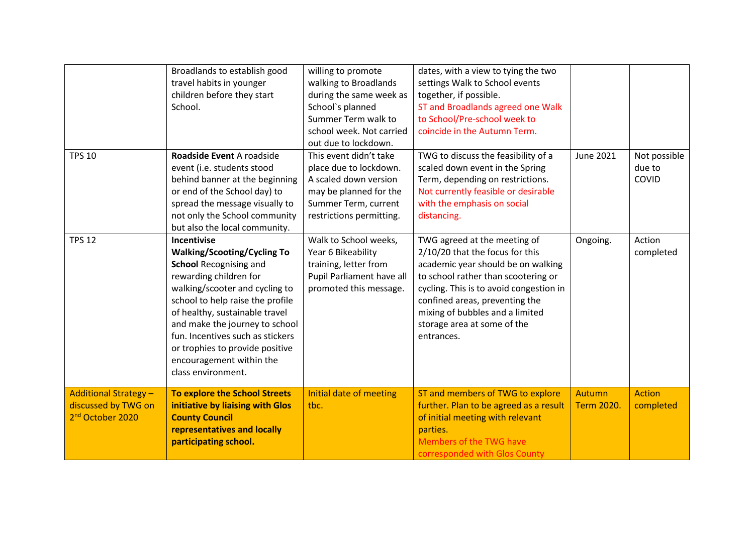| | | | | | |
|---|---|---|---|---|---|
| | Broadlands to establish good travel habits in younger children before they start School. | willing to promote walking to Broadlands during the same week as School`s planned Summer Term walk to school week. Not carried out due to lockdown. | dates, with a view to tying the two settings Walk to School events together, if possible. ST and Broadlands agreed one Walk to School/Pre-school week to coincide in the Autumn Term. | | |
| TPS 10 | **Roadside Event** A roadside event (i.e. students stood behind banner at the beginning or end of the School day) to spread the message visually to not only the School community but also the local community. | This event didn't take place due to lockdown. A scaled down version may be planned for the Summer Term, current restrictions permitting. | TWG to discuss the feasibility of a scaled down event in the Spring Term, depending on restrictions. Not currently feasible or desirable with the emphasis on social distancing. | June 2021 | Not possible due to COVID |
| TPS 12 | **Incentivise Walking/Scooting/Cycling To School** Recognising and rewarding children for walking/scooter and cycling to school to help raise the profile of healthy, sustainable travel and make the journey to school fun. Incentives such as stickers or trophies to provide positive encouragement within the class environment. | Walk to School weeks, Year 6 Bikeability training, letter from Pupil Parliament have all promoted this message. | TWG agreed at the meeting of 2/10/20 that the focus for this academic year should be on walking to school rather than scootering or cycling. This is to avoid congestion in confined areas, preventing the mixing of bubbles and a limited storage area at some of the entrances. | Ongoing. | Action completed |
| Additional Strategy – discussed by TWG on 2nd October 2020 | **To explore the School Streets initiative by liaising with Glos County Council representatives and locally participating school.** | Initial date of meeting tbc. | ST and members of TWG to explore further. Plan to be agreed as a result of initial meeting with relevant parties. Members of the TWG have corresponded with Glos County | Autumn Term 2020. | Action completed |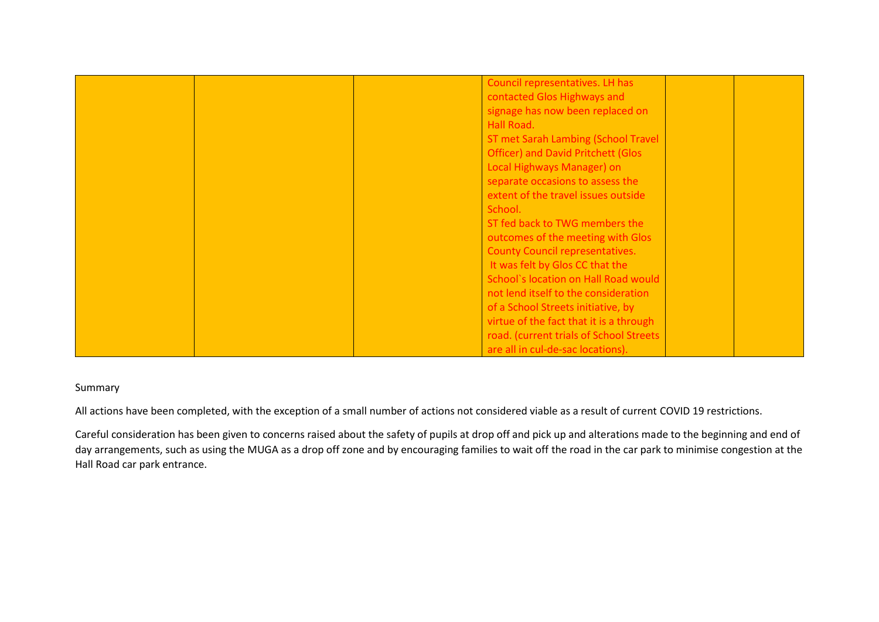| | | | | | |
|---|---|---|---|---|---|
| | | | Council representatives. LH has contacted Glos Highways and signage has now been replaced on Hall Road.<br>ST met Sarah Lambing (School Travel Officer) and David Pritchett (Glos Local Highways Manager) on separate occasions to assess the extent of the travel issues outside School.<br>ST fed back to TWG members the outcomes of the meeting with Glos County Council representatives.<br>It was felt by Glos CC that the School`s location on Hall Road would not lend itself to the consideration of a School Streets initiative, by virtue of the fact that it is a through road. (current trials of School Streets are all in cul-de-sac locations). | | |

Summary

All actions have been completed, with the exception of a small number of actions not considered viable as a result of current COVID 19 restrictions.

Careful consideration has been given to concerns raised about the safety of pupils at drop off and pick up and alterations made to the beginning and end of day arrangements, such as using the MUGA as a drop off zone and by encouraging families to wait off the road in the car park to minimise congestion at the Hall Road car park entrance.